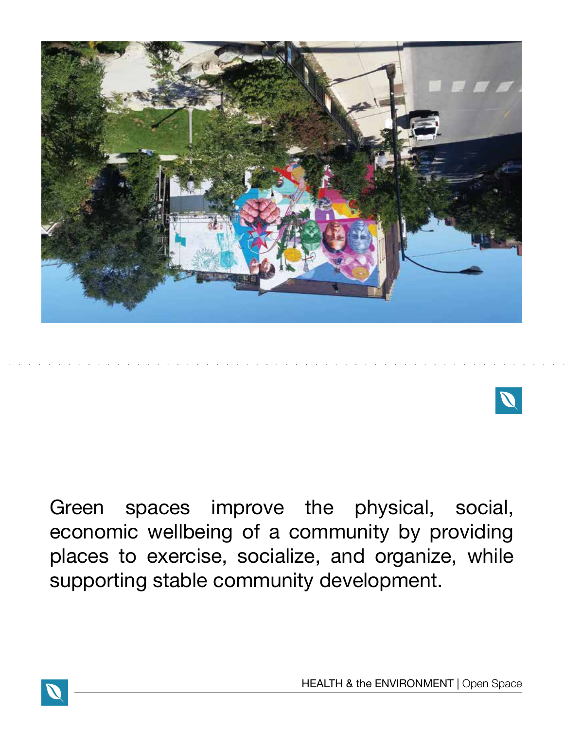Green spaces improve the physical, social, economic wellbeing of a community by providing places to exercise, socialize, and organize, while supporting stable community development.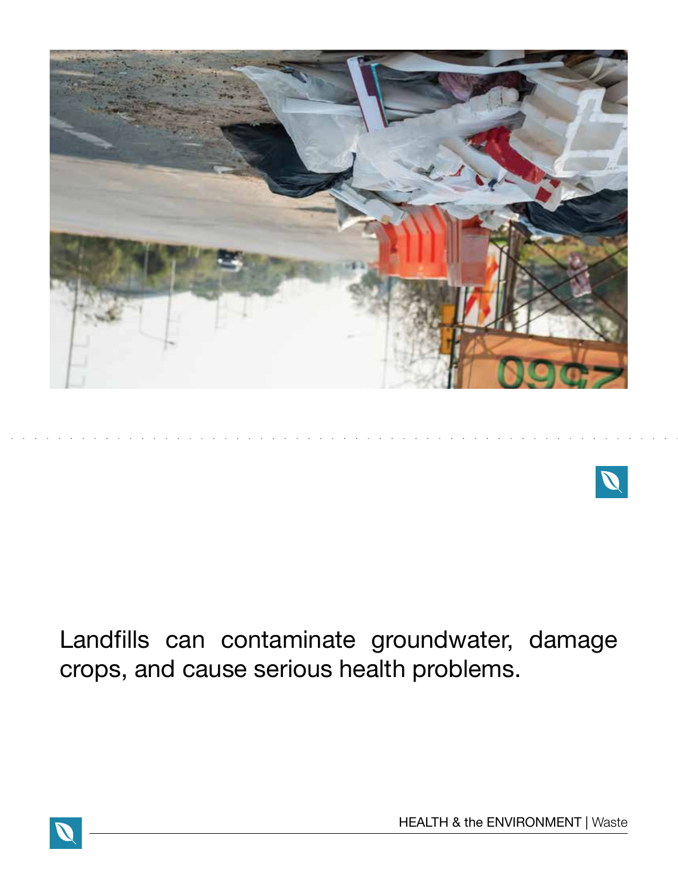Landfills can contaminate groundwater, damage crops, and cause serious health problems.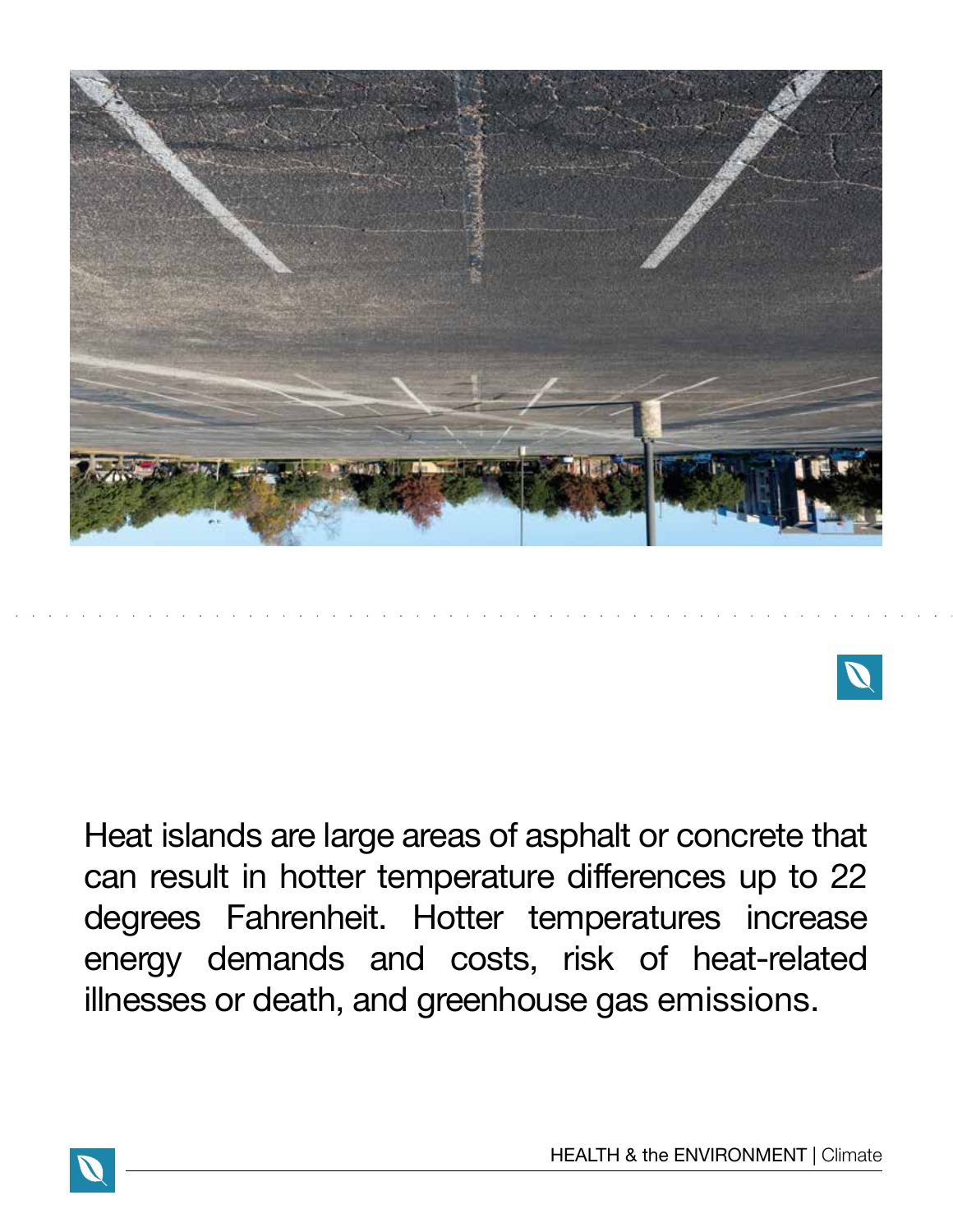Heat islands are large areas of asphalt or concrete that can result in hotter temperature differences up to 22 degrees Fahrenheit. Hotter temperatures increase energy demands and costs, risk of heat-related illnesses or death, and greenhouse gas emissions.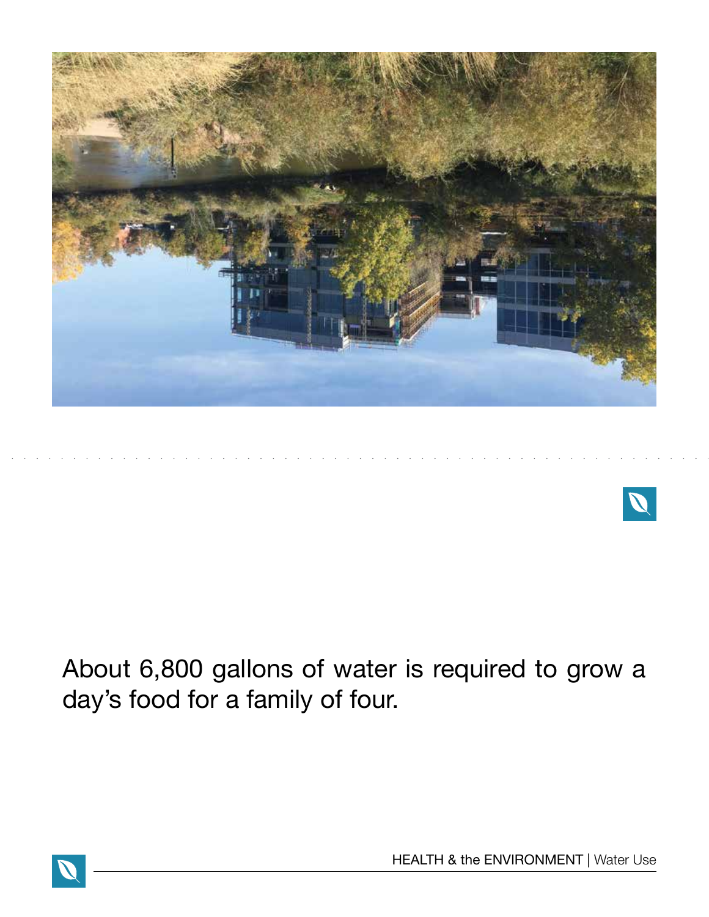About 6,800 gallons of water is required to grow a day's food for a family of four.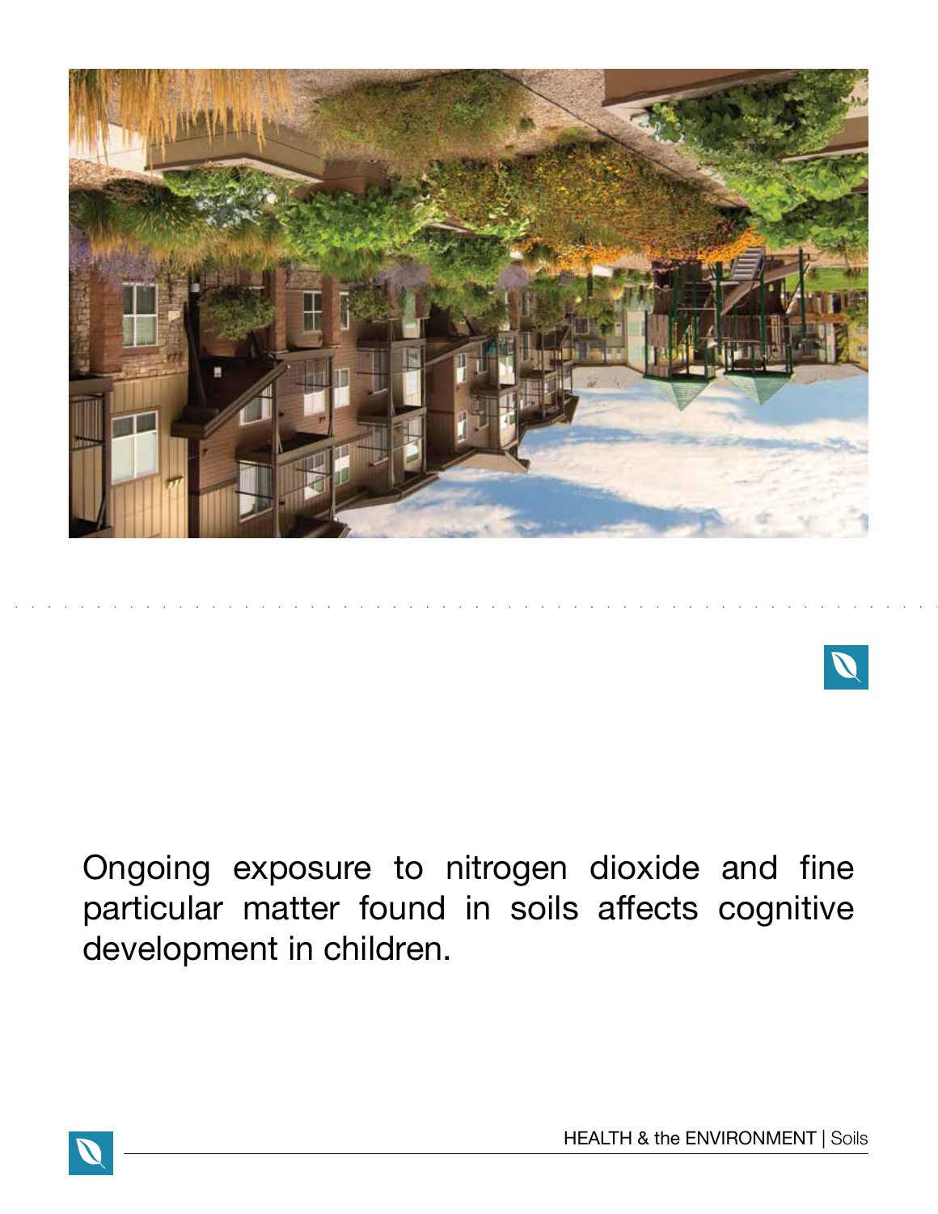Ongoing exposure to nitrogen dioxide and fine particular matter found in soils affects cognitive development in children.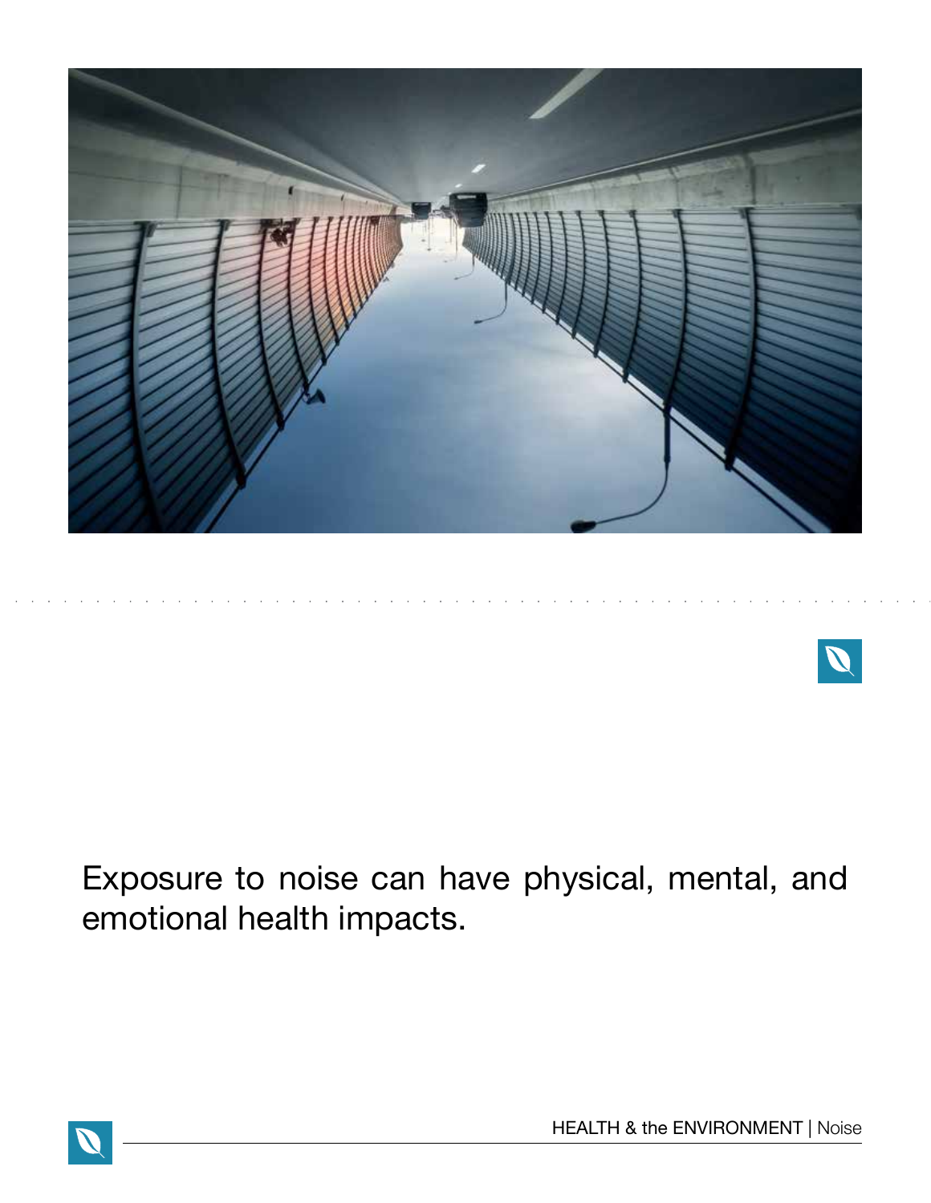Exposure to noise can have physical, mental, and emotional health impacts.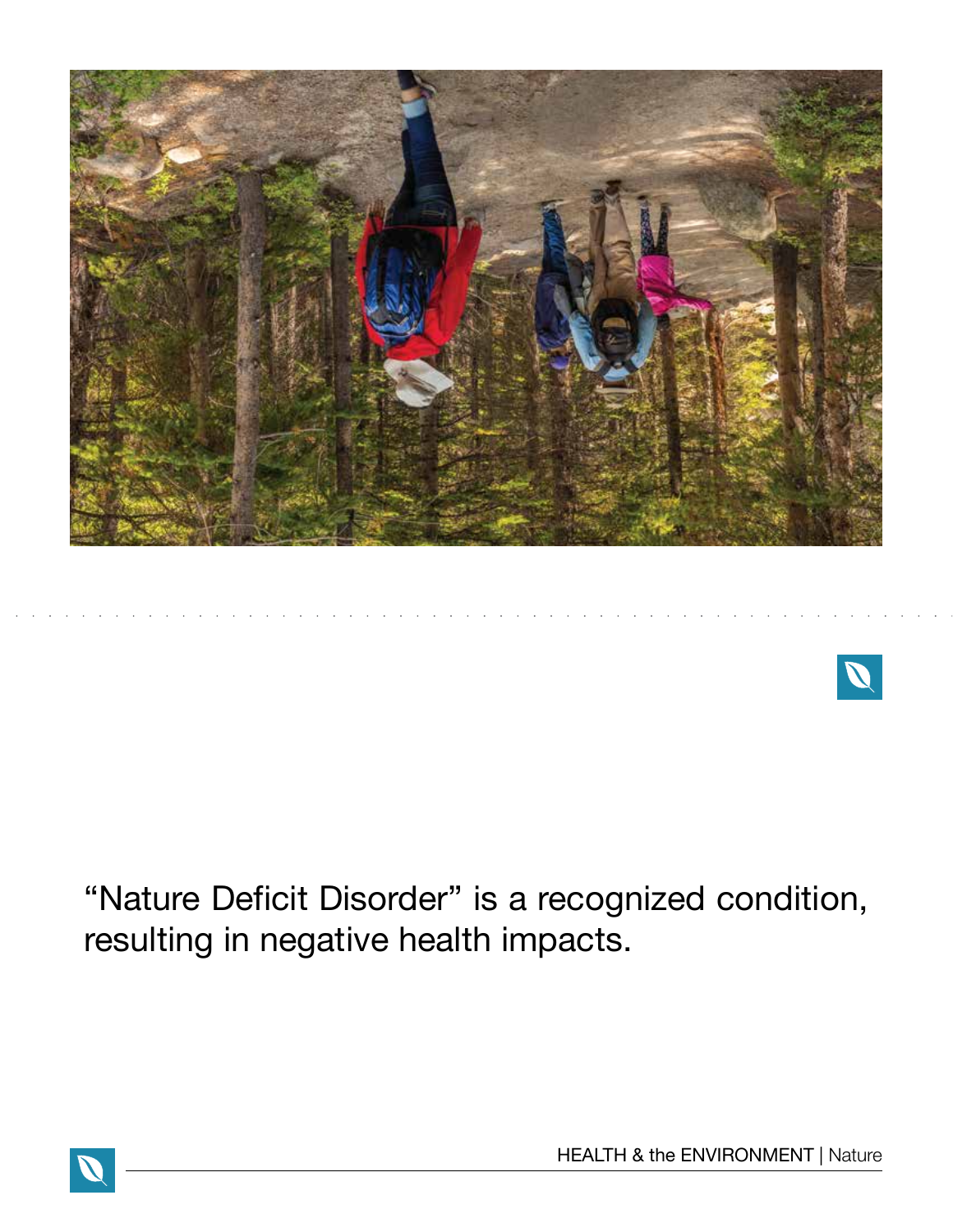“Nature Deficit Disorder” is a recognized condition, resulting in negative health impacts.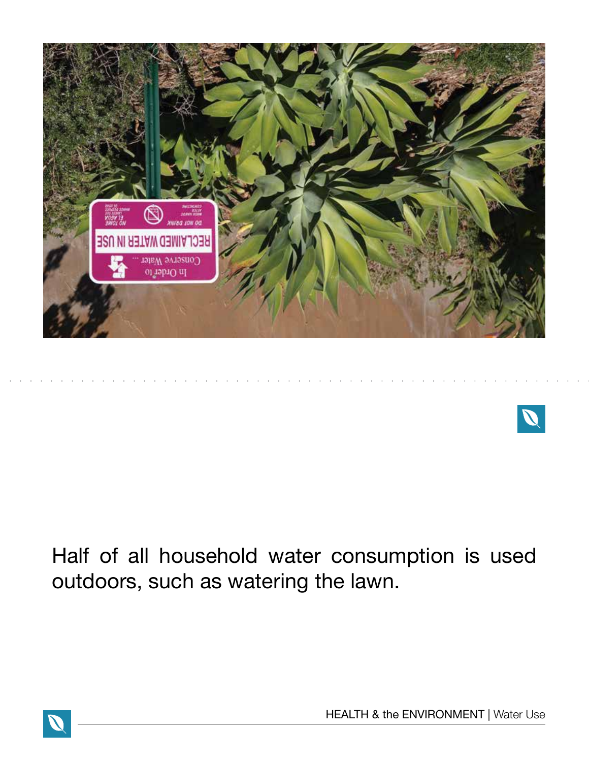Half of all household water consumption is used outdoors, such as watering the lawn.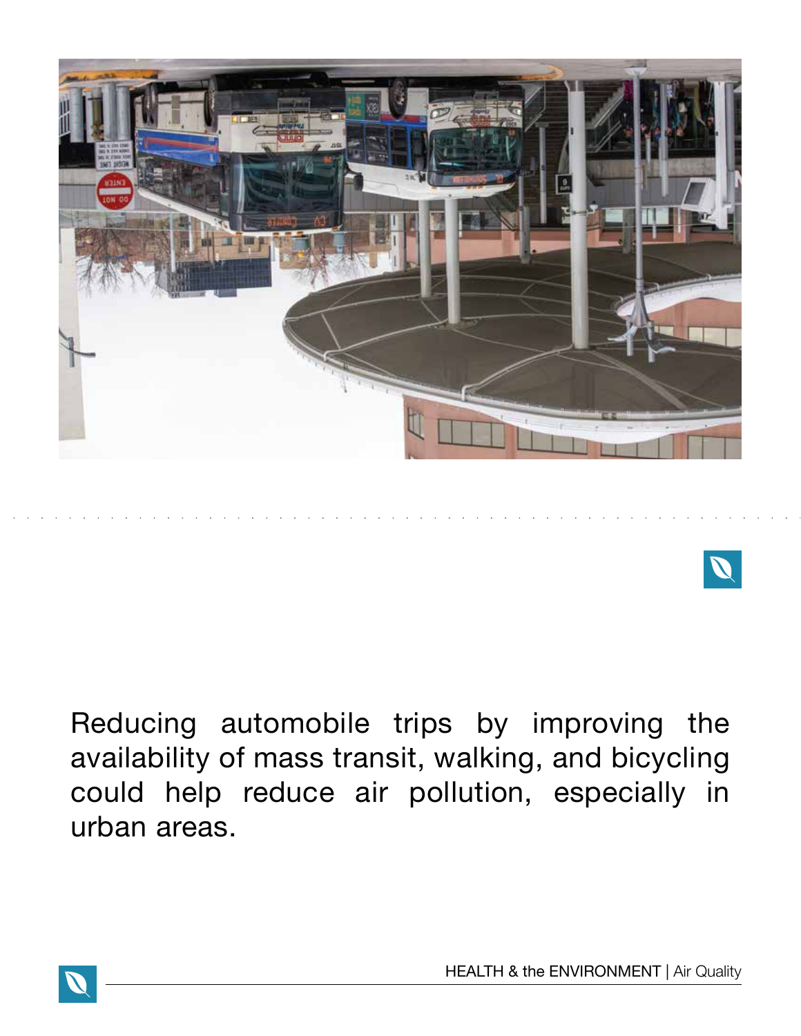Reducing automobile trips by improving the availability of mass transit, walking, and bicycling could help reduce air pollution, especially in urban areas.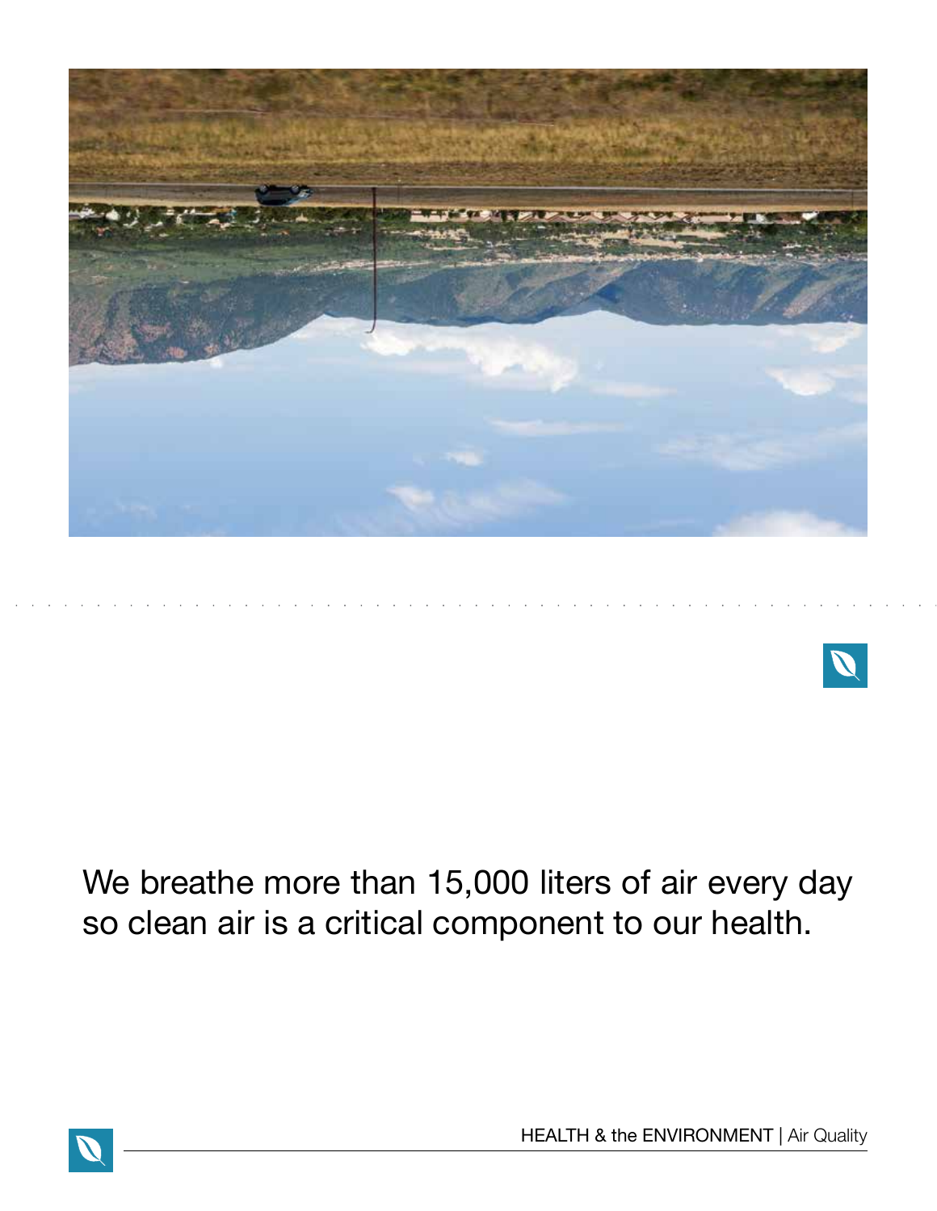We breathe more than 15,000 liters of air every day so clean air is a critical component to our health.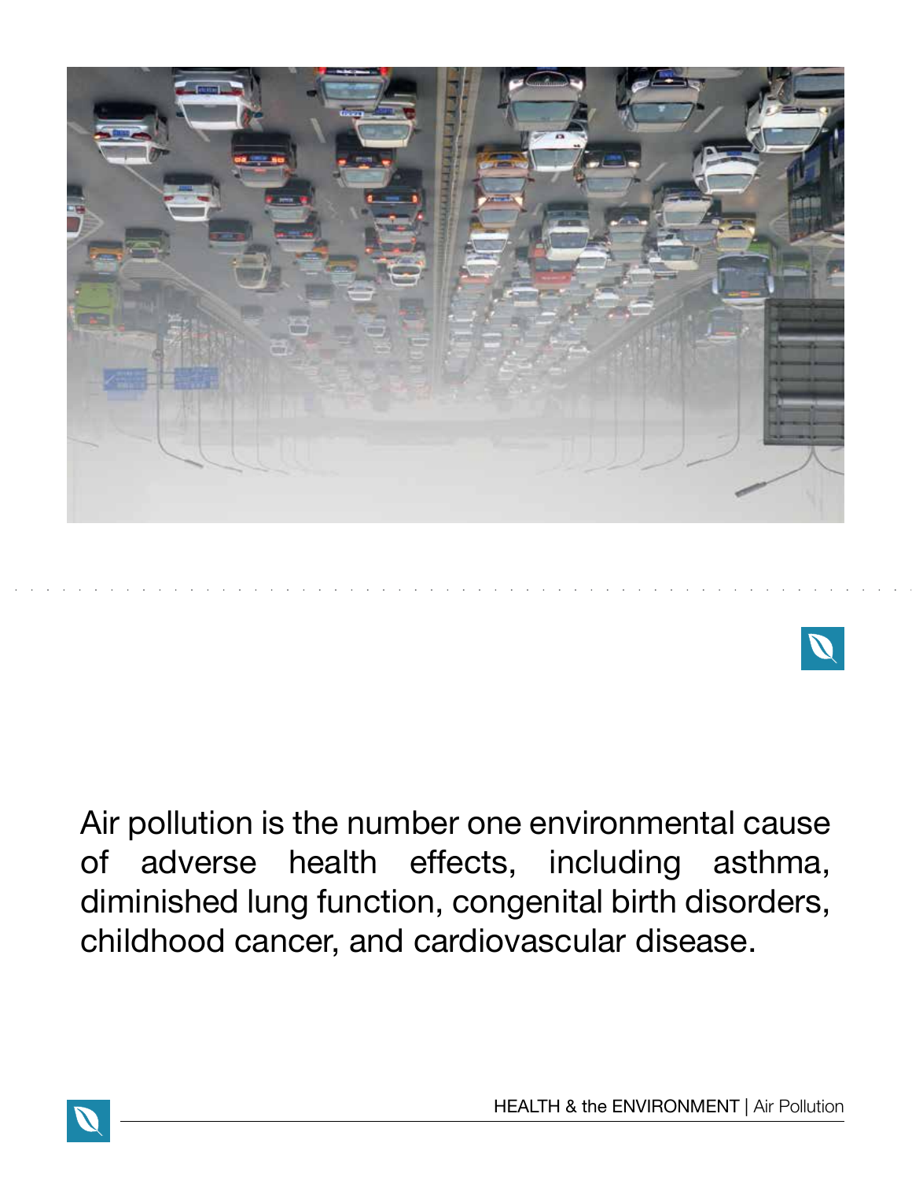Air pollution is the number one environmental cause of adverse health effects, including asthma, diminished lung function, congenital birth disorders, childhood cancer, and cardiovascular disease.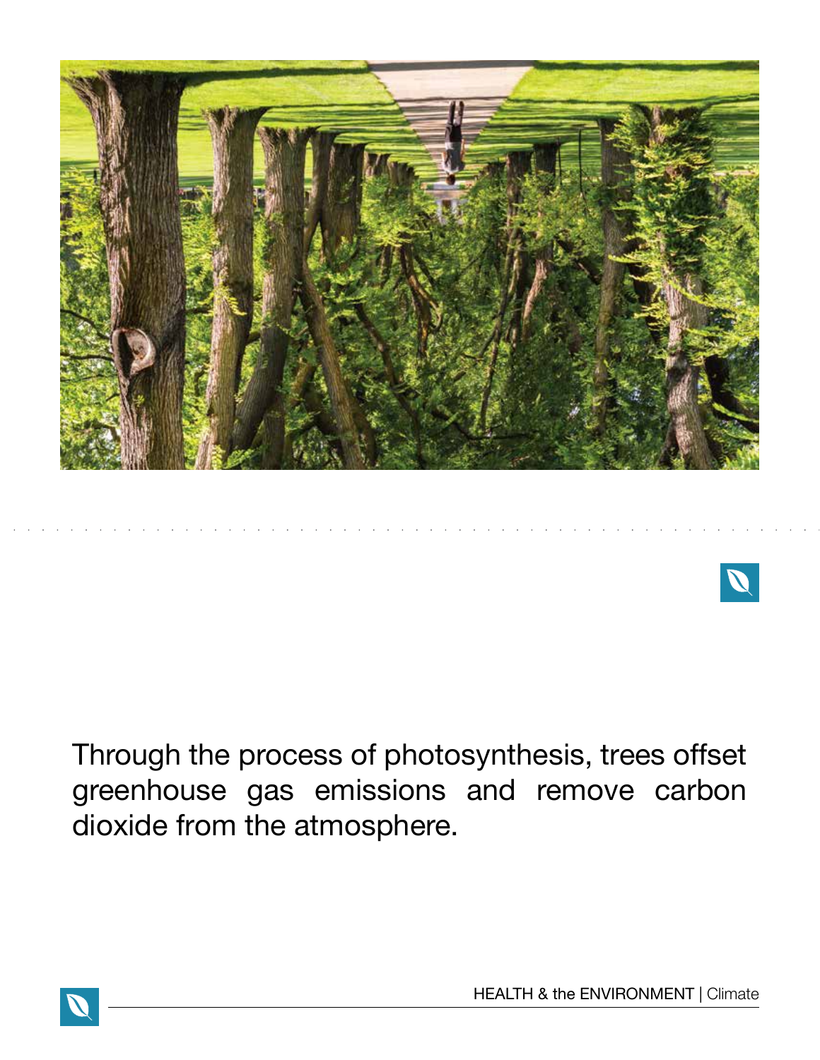Through the process of photosynthesis, trees offset greenhouse gas emissions and remove carbon dioxide from the atmosphere.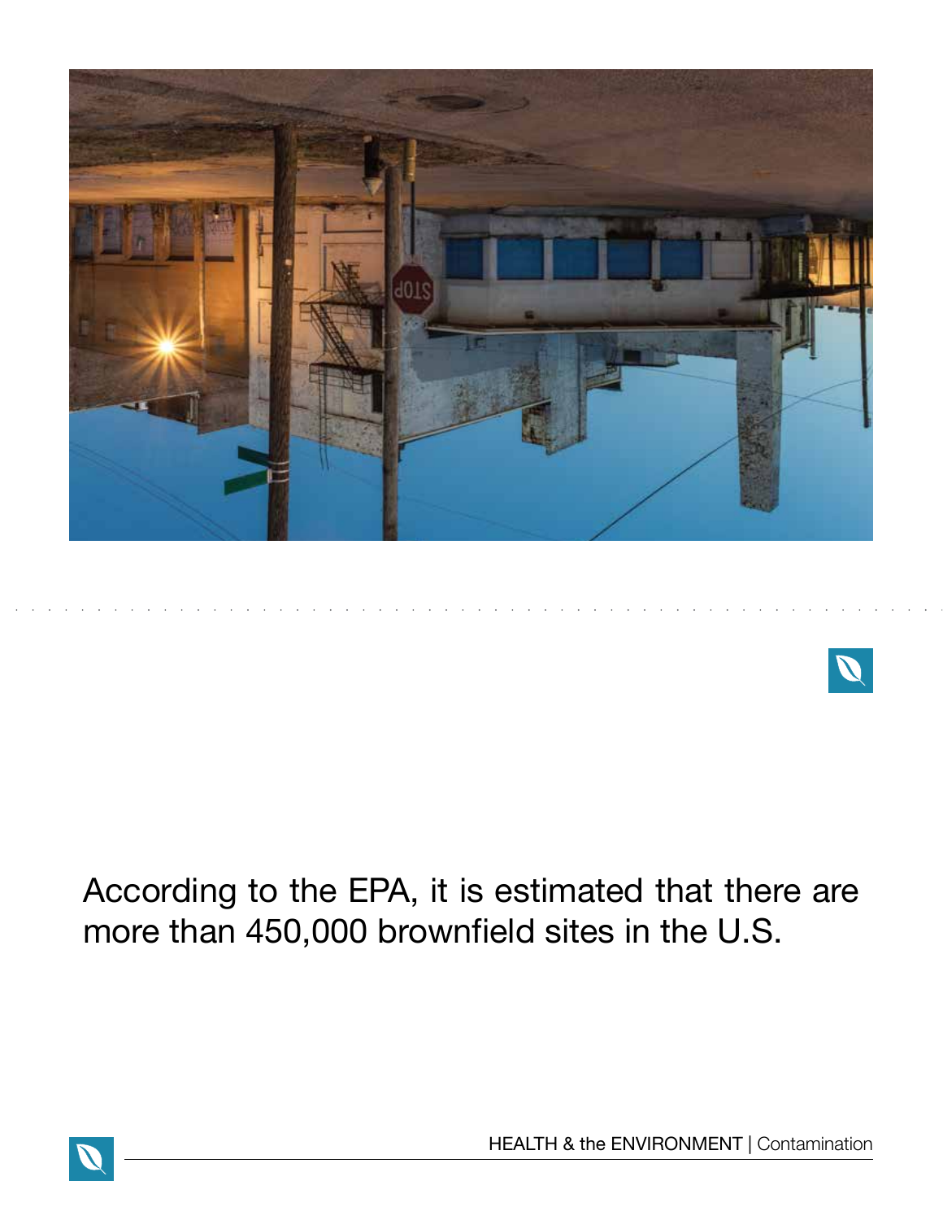According to the EPA, it is estimated that there are more than 450,000 brownfield sites in the U.S.